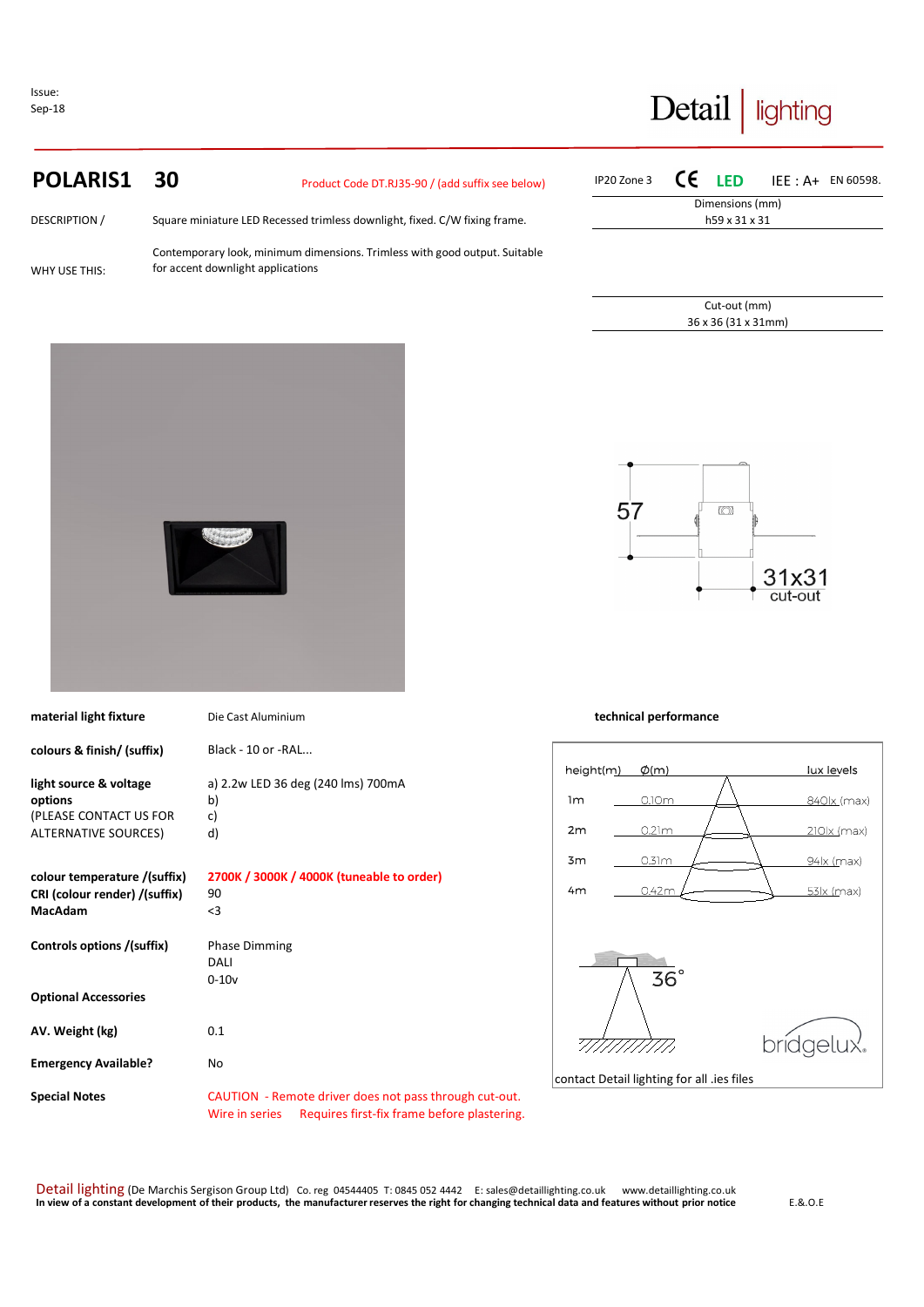Issue:
Sep-18

Detail | lighting

# POLARIS1 30

Product Code DT.RJ35-90 / (add suffix see below)

IP20 Zone 3 CE LED IEE : A+ EN 60598.

Dimensions (mm)
h59 x 31 x 31

Cut-out (mm)
36 x 36 (31 x 31mm)

DESCRIPTION / Square miniature LED Recessed trimless downlight, fixed. C/W fixing frame.

WHY USE THIS: Contemporary look, minimum dimensions. Trimless with good output. Suitable for accent downlight applications

57

31x31
cut-out

| | |
|---|---|
| **material light fixture** | Die Cast Aluminium |
| **colours & finish/ (suffix)** | Black - 10 or -RAL... |
| **light source & voltage options** (PLEASE CONTACT US FOR ALTERNATIVE SOURCES) | a) 2.2w LED 36 deg (240 lms) 700mA<br>b)<br>c)<br>d) |
| **colour temperature /(suffix)** | 2700K / 3000K / 4000K (tuneable to order) |
| **CRI (colour render) /(suffix)** | 90 |
| **MacAdam** | <3 |
| **Controls options /(suffix)** | Phase Dimming<br>DALI<br>0-10v |
| **Optional Accessories** | |
| **AV. Weight (kg)** | 0.1 |
| **Emergency Available?** | No |
| **Special Notes** | CAUTION - Remote driver does not pass through cut-out.<br>Wire in series Requires first-fix frame before plastering. |

**technical performance**

| height(m) | Ø(m) | lux levels |
|---|---|---|
| 1m | 0.10m | 840lx (max) |
| 2m | 0.21m | 210lx (max) |
| 3m | 0.31m | 94lx (max) |
| 4m | 0.42m | 53lx (max) |

36°

bridgelux.

contact Detail lighting for all .ies files

Detail lighting (De Marchis Sergison Group Ltd) Co. reg 04544405 T: 0845 052 4442 E: sales@detaillighting.co.uk www.detaillighting.co.uk
**In view of a constant development of their products, the manufacturer reserves the right for changing technical data and features without prior notice** E.&.O.E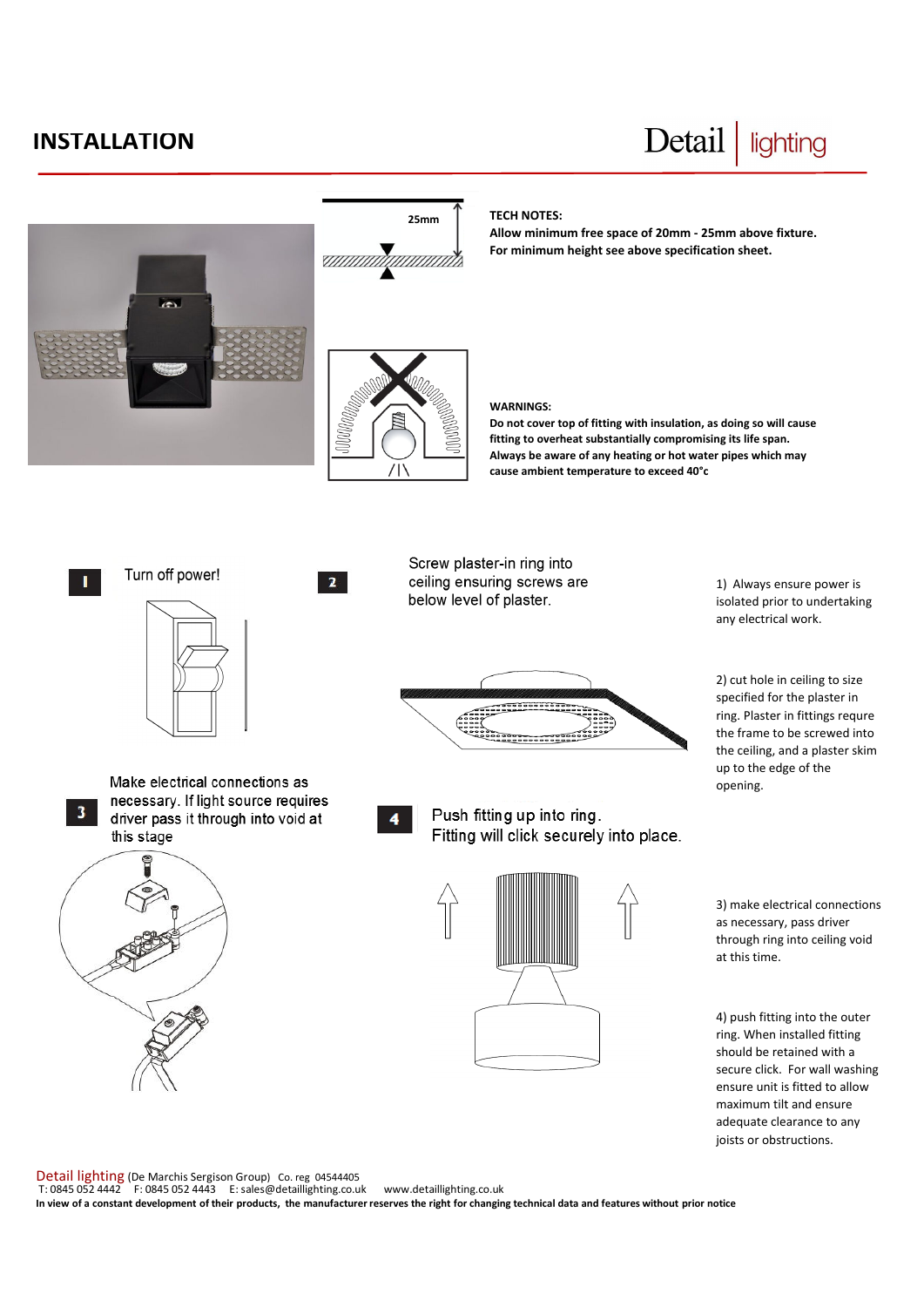# INSTALLATION

Detail | lighting

25mm

**TECH NOTES:**

**Allow minimum free space of 20mm - 25mm above fixture.**
**For minimum height see above specification sheet.**

**WARNINGS:**

**Do not cover top of fitting with insulation, as doing so will cause fitting to overheat substantially compromising its life span.**
**Always be aware of any heating or hot water pipes which may cause ambient temperature to exceed 40°c**

1 Turn off power!

2 Screw plaster-in ring into ceiling ensuring screws are below level of plaster.

3 Make electrical connections as necessary. If light source requires driver pass it through into void at this stage

4 Push fitting up into ring. Fitting will click securely into place.

1) Always ensure power is isolated prior to undertaking any electrical work.

2) cut hole in ceiling to size specified for the plaster in ring. Plaster in fittings requre the frame to be screwed into the ceiling, and a plaster skim up to the edge of the opening.

3) make electrical connections as necessary, pass driver through ring into ceiling void at this time.

4) push fitting into the outer ring. When installed fitting should be retained with a secure click. For wall washing ensure unit is fitted to allow maximum tilt and ensure adequate clearance to any joists or obstructions.

Detail lighting (De Marchis Sergison Group) Co. reg 04544405
T: 0845 052 4442 F: 0845 052 4443 E: sales@detaillighting.co.uk www.detaillighting.co.uk
**In view of a constant development of their products, the manufacturer reserves the right for changing technical data and features without prior notice**